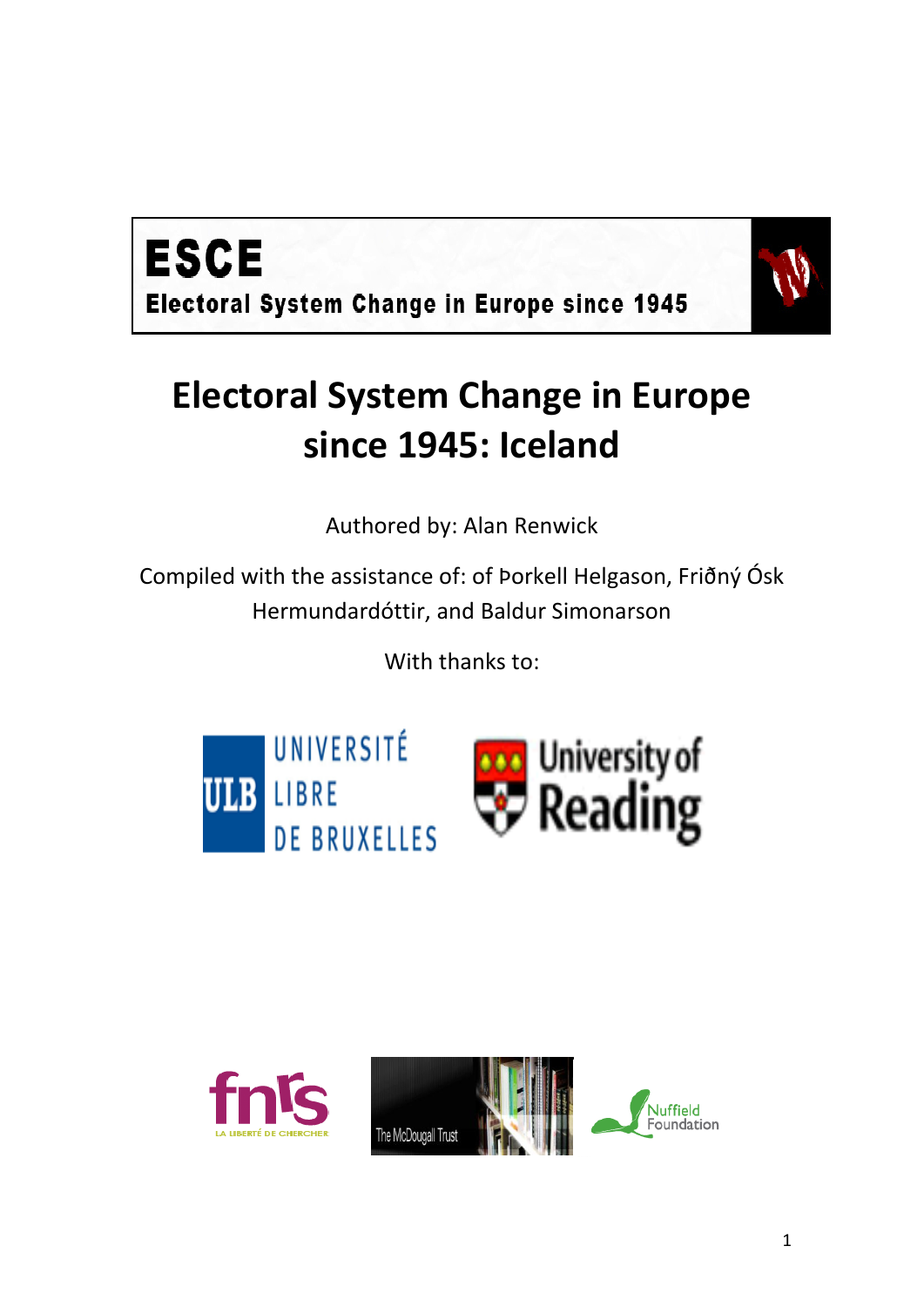**ESCE**

**Electoral System Change in Europe since 1945**

# Electoral System Change in Europe since 1945: Iceland

Authored by: Alan Renwick

Compiled with the assistance of: of Þorkell Helgason, Friðný Ósk Hermundardóttir, and Baldur Simonarson

With thanks to:

UNIVERSITÉ LIBRE DE BRUXELLES

University of Reading

fnrs LA LIBERTÉ DE CHERCHER

The McDougall Trust

Nuffield Foundation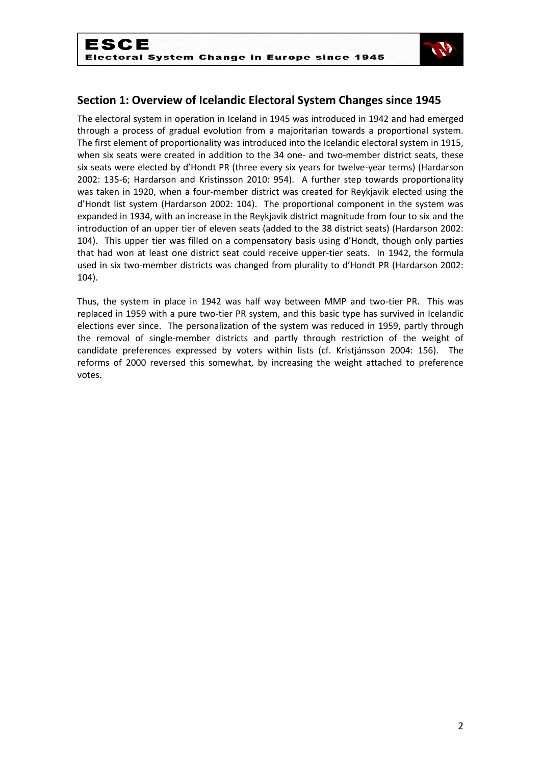## Section 1: Overview of Icelandic Electoral System Changes since 1945

The electoral system in operation in Iceland in 1945 was introduced in 1942 and had emerged through a process of gradual evolution from a majoritarian towards a proportional system. The first element of proportionality was introduced into the Icelandic electoral system in 1915, when six seats were created in addition to the 34 one- and two-member district seats, these six seats were elected by d'Hondt PR (three every six years for twelve-year terms) (Hardarson 2002: 135-6; Hardarson and Kristinsson 2010: 954). A further step towards proportionality was taken in 1920, when a four-member district was created for Reykjavik elected using the d'Hondt list system (Hardarson 2002: 104). The proportional component in the system was expanded in 1934, with an increase in the Reykjavik district magnitude from four to six and the introduction of an upper tier of eleven seats (added to the 38 district seats) (Hardarson 2002: 104). This upper tier was filled on a compensatory basis using d'Hondt, though only parties that had won at least one district seat could receive upper-tier seats. In 1942, the formula used in six two-member districts was changed from plurality to d'Hondt PR (Hardarson 2002: 104).

Thus, the system in place in 1942 was half way between MMP and two-tier PR. This was replaced in 1959 with a pure two-tier PR system, and this basic type has survived in Icelandic elections ever since. The personalization of the system was reduced in 1959, partly through the removal of single-member districts and partly through restriction of the weight of candidate preferences expressed by voters within lists (cf. Kristjánsson 2004: 156). The reforms of 2000 reversed this somewhat, by increasing the weight attached to preference votes.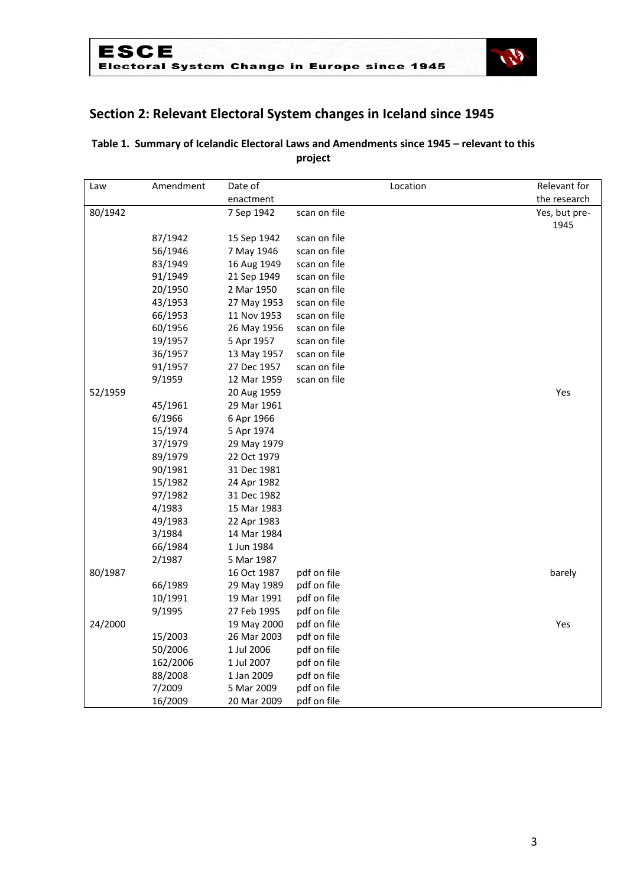## Section 2: Relevant Electoral System changes in Iceland since 1945

**Table 1. Summary of Icelandic Electoral Laws and Amendments since 1945 – relevant to this project**

| Law | Amendment | Date of enactment | Location | Relevant for the research |
|---|---|---|---|---|
| 80/1942 | | 7 Sep 1942 | scan on file | Yes, but pre-1945 |
| | 87/1942 | 15 Sep 1942 | scan on file | |
| | 56/1946 | 7 May 1946 | scan on file | |
| | 83/1949 | 16 Aug 1949 | scan on file | |
| | 91/1949 | 21 Sep 1949 | scan on file | |
| | 20/1950 | 2 Mar 1950 | scan on file | |
| | 43/1953 | 27 May 1953 | scan on file | |
| | 66/1953 | 11 Nov 1953 | scan on file | |
| | 60/1956 | 26 May 1956 | scan on file | |
| | 19/1957 | 5 Apr 1957 | scan on file | |
| | 36/1957 | 13 May 1957 | scan on file | |
| | 91/1957 | 27 Dec 1957 | scan on file | |
| | 9/1959 | 12 Mar 1959 | scan on file | |
| 52/1959 | | 20 Aug 1959 | | Yes |
| | 45/1961 | 29 Mar 1961 | | |
| | 6/1966 | 6 Apr 1966 | | |
| | 15/1974 | 5 Apr 1974 | | |
| | 37/1979 | 29 May 1979 | | |
| | 89/1979 | 22 Oct 1979 | | |
| | 90/1981 | 31 Dec 1981 | | |
| | 15/1982 | 24 Apr 1982 | | |
| | 97/1982 | 31 Dec 1982 | | |
| | 4/1983 | 15 Mar 1983 | | |
| | 49/1983 | 22 Apr 1983 | | |
| | 3/1984 | 14 Mar 1984 | | |
| | 66/1984 | 1 Jun 1984 | | |
| | 2/1987 | 5 Mar 1987 | | |
| 80/1987 | | 16 Oct 1987 | pdf on file | barely |
| | 66/1989 | 29 May 1989 | pdf on file | |
| | 10/1991 | 19 Mar 1991 | pdf on file | |
| | 9/1995 | 27 Feb 1995 | pdf on file | |
| 24/2000 | | 19 May 2000 | pdf on file | Yes |
| | 15/2003 | 26 Mar 2003 | pdf on file | |
| | 50/2006 | 1 Jul 2006 | pdf on file | |
| | 162/2006 | 1 Jul 2007 | pdf on file | |
| | 88/2008 | 1 Jan 2009 | pdf on file | |
| | 7/2009 | 5 Mar 2009 | pdf on file | |
| | 16/2009 | 20 Mar 2009 | pdf on file | |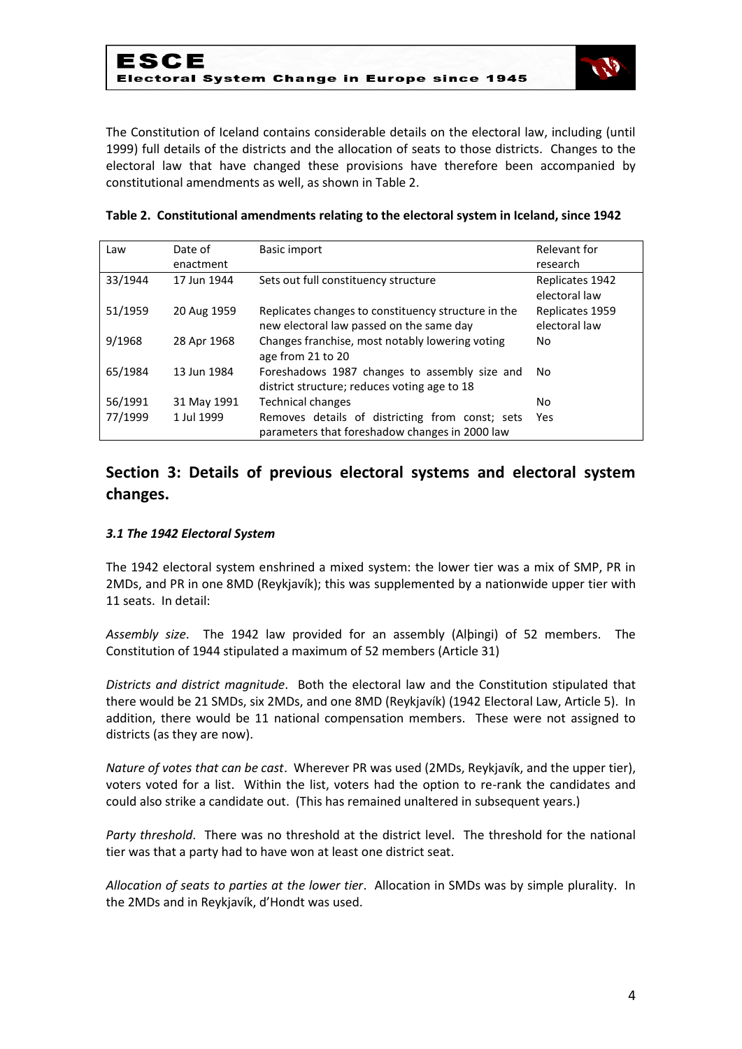The Constitution of Iceland contains considerable details on the electoral law, including (until 1999) full details of the districts and the allocation of seats to those districts. Changes to the electoral law that have changed these provisions have therefore been accompanied by constitutional amendments as well, as shown in Table 2.

**Table 2. Constitutional amendments relating to the electoral system in Iceland, since 1942**

| Law | Date of enactment | Basic import | Relevant for research |
|---|---|---|---|
| 33/1944 | 17 Jun 1944 | Sets out full constituency structure | Replicates 1942 electoral law |
| 51/1959 | 20 Aug 1959 | Replicates changes to constituency structure in the new electoral law passed on the same day | Replicates 1959 electoral law |
| 9/1968 | 28 Apr 1968 | Changes franchise, most notably lowering voting age from 21 to 20 | No |
| 65/1984 | 13 Jun 1984 | Foreshadows 1987 changes to assembly size and district structure; reduces voting age to 18 | No |
| 56/1991 | 31 May 1991 | Technical changes | No |
| 77/1999 | 1 Jul 1999 | Removes details of districting from const; sets parameters that foreshadow changes in 2000 law | Yes |

## Section 3: Details of previous electoral systems and electoral system changes.

### *3.1 The 1942 Electoral System*

The 1942 electoral system enshrined a mixed system: the lower tier was a mix of SMP, PR in 2MDs, and PR in one 8MD (Reykjavík); this was supplemented by a nationwide upper tier with 11 seats. In detail:

*Assembly size*. The 1942 law provided for an assembly (Alþingi) of 52 members. The Constitution of 1944 stipulated a maximum of 52 members (Article 31)

*Districts and district magnitude*. Both the electoral law and the Constitution stipulated that there would be 21 SMDs, six 2MDs, and one 8MD (Reykjavík) (1942 Electoral Law, Article 5). In addition, there would be 11 national compensation members. These were not assigned to districts (as they are now).

*Nature of votes that can be cast*. Wherever PR was used (2MDs, Reykjavík, and the upper tier), voters voted for a list. Within the list, voters had the option to re-rank the candidates and could also strike a candidate out. (This has remained unaltered in subsequent years.)

*Party threshold*. There was no threshold at the district level. The threshold for the national tier was that a party had to have won at least one district seat.

*Allocation of seats to parties at the lower tier*. Allocation in SMDs was by simple plurality. In the 2MDs and in Reykjavík, d'Hondt was used.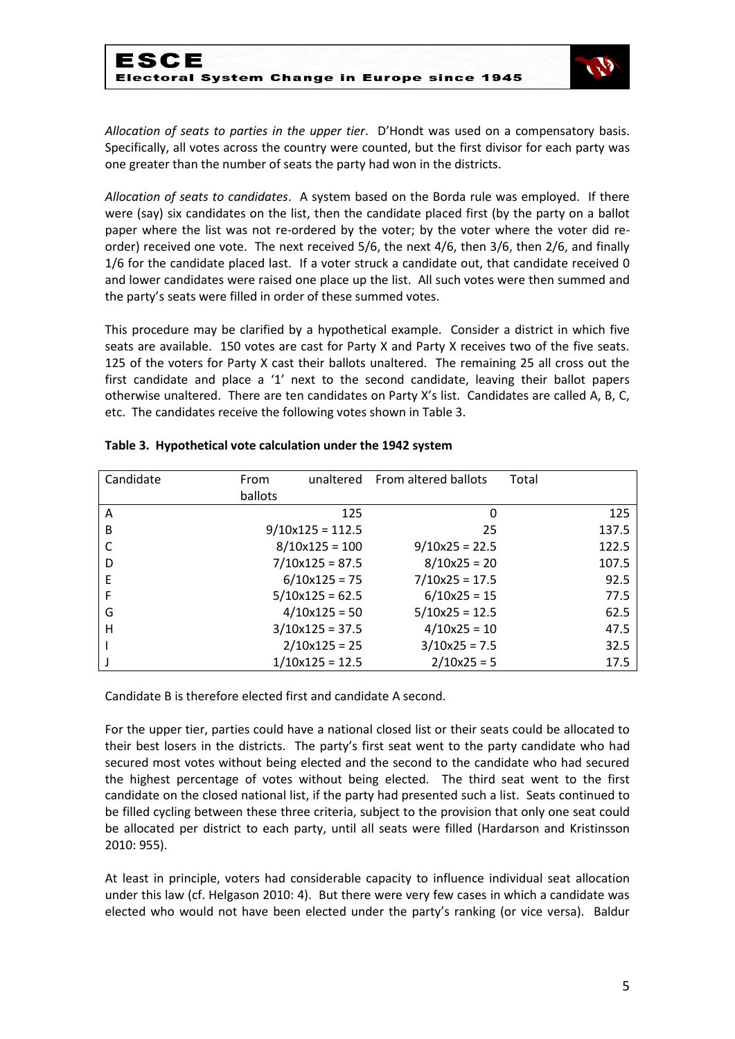*Allocation of seats to parties in the upper tier*. D'Hondt was used on a compensatory basis. Specifically, all votes across the country were counted, but the first divisor for each party was one greater than the number of seats the party had won in the districts.

*Allocation of seats to candidates*. A system based on the Borda rule was employed. If there were (say) six candidates on the list, then the candidate placed first (by the party on a ballot paper where the list was not re-ordered by the voter; by the voter where the voter did re-order) received one vote. The next received 5/6, the next 4/6, then 3/6, then 2/6, and finally 1/6 for the candidate placed last. If a voter struck a candidate out, that candidate received 0 and lower candidates were raised one place up the list. All such votes were then summed and the party's seats were filled in order of these summed votes.

This procedure may be clarified by a hypothetical example. Consider a district in which five seats are available. 150 votes are cast for Party X and Party X receives two of the five seats. 125 of the voters for Party X cast their ballots unaltered. The remaining 25 all cross out the first candidate and place a '1' next to the second candidate, leaving their ballot papers otherwise unaltered. There are ten candidates on Party X's list. Candidates are called A, B, C, etc. The candidates receive the following votes shown in Table 3.

**Table 3. Hypothetical vote calculation under the 1942 system**

| Candidate | From unaltered ballots | From altered ballots | Total |
|---|---|---|---|
| A | 125 | 0 | 125 |
| B | 9/10x125 = 112.5 | 25 | 137.5 |
| C | 8/10x125 = 100 | 9/10x25 = 22.5 | 122.5 |
| D | 7/10x125 = 87.5 | 8/10x25 = 20 | 107.5 |
| E | 6/10x125 = 75 | 7/10x25 = 17.5 | 92.5 |
| F | 5/10x125 = 62.5 | 6/10x25 = 15 | 77.5 |
| G | 4/10x125 = 50 | 5/10x25 = 12.5 | 62.5 |
| H | 3/10x125 = 37.5 | 4/10x25 = 10 | 47.5 |
| I | 2/10x125 = 25 | 3/10x25 = 7.5 | 32.5 |
| J | 1/10x125 = 12.5 | 2/10x25 = 5 | 17.5 |

Candidate B is therefore elected first and candidate A second.

For the upper tier, parties could have a national closed list or their seats could be allocated to their best losers in the districts. The party's first seat went to the party candidate who had secured most votes without being elected and the second to the candidate who had secured the highest percentage of votes without being elected. The third seat went to the first candidate on the closed national list, if the party had presented such a list. Seats continued to be filled cycling between these three criteria, subject to the provision that only one seat could be allocated per district to each party, until all seats were filled (Hardarson and Kristinsson 2010: 955).

At least in principle, voters had considerable capacity to influence individual seat allocation under this law (cf. Helgason 2010: 4). But there were very few cases in which a candidate was elected who would not have been elected under the party's ranking (or vice versa). Baldur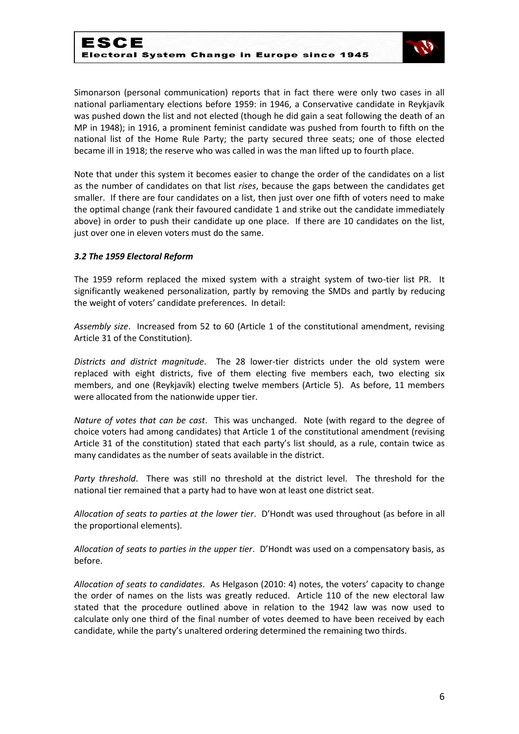Simonarson (personal communication) reports that in fact there were only two cases in all national parliamentary elections before 1959: in 1946, a Conservative candidate in Reykjavík was pushed down the list and not elected (though he did gain a seat following the death of an MP in 1948); in 1916, a prominent feminist candidate was pushed from fourth to fifth on the national list of the Home Rule Party; the party secured three seats; one of those elected became ill in 1918; the reserve who was called in was the man lifted up to fourth place.

Note that under this system it becomes easier to change the order of the candidates on a list as the number of candidates on that list *rises*, because the gaps between the candidates get smaller. If there are four candidates on a list, then just over one fifth of voters need to make the optimal change (rank their favoured candidate 1 and strike out the candidate immediately above) in order to push their candidate up one place. If there are 10 candidates on the list, just over one in eleven voters must do the same.

### *3.2 The 1959 Electoral Reform*

The 1959 reform replaced the mixed system with a straight system of two-tier list PR. It significantly weakened personalization, partly by removing the SMDs and partly by reducing the weight of voters' candidate preferences. In detail:

*Assembly size*. Increased from 52 to 60 (Article 1 of the constitutional amendment, revising Article 31 of the Constitution).

*Districts and district magnitude*. The 28 lower-tier districts under the old system were replaced with eight districts, five of them electing five members each, two electing six members, and one (Reykjavík) electing twelve members (Article 5). As before, 11 members were allocated from the nationwide upper tier.

*Nature of votes that can be cast*. This was unchanged. Note (with regard to the degree of choice voters had among candidates) that Article 1 of the constitutional amendment (revising Article 31 of the constitution) stated that each party's list should, as a rule, contain twice as many candidates as the number of seats available in the district.

*Party threshold*. There was still no threshold at the district level. The threshold for the national tier remained that a party had to have won at least one district seat.

*Allocation of seats to parties at the lower tier*. D'Hondt was used throughout (as before in all the proportional elements).

*Allocation of seats to parties in the upper tier*. D'Hondt was used on a compensatory basis, as before.

*Allocation of seats to candidates*. As Helgason (2010: 4) notes, the voters' capacity to change the order of names on the lists was greatly reduced. Article 110 of the new electoral law stated that the procedure outlined above in relation to the 1942 law was now used to calculate only one third of the final number of votes deemed to have been received by each candidate, while the party's unaltered ordering determined the remaining two thirds.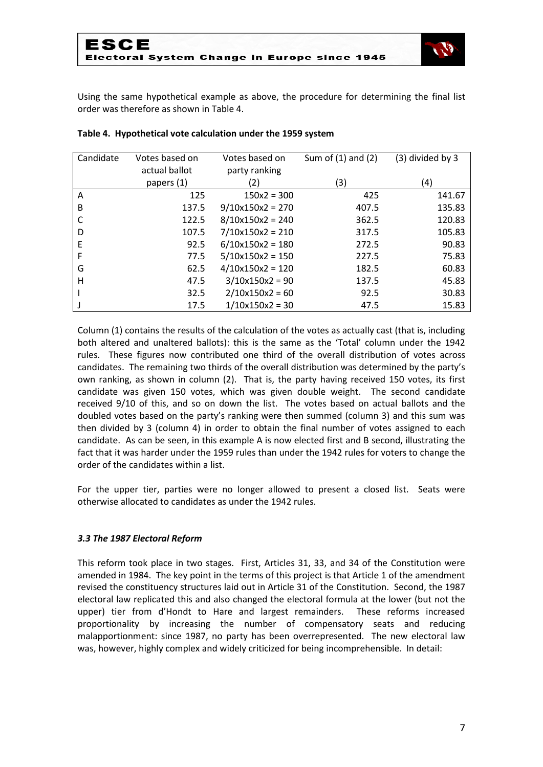Using the same hypothetical example as above, the procedure for determining the final list order was therefore as shown in Table 4.

**Table 4. Hypothetical vote calculation under the 1959 system**

| Candidate | Votes based on actual ballot papers (1) | Votes based on party ranking (2) | Sum of (1) and (2) (3) | (3) divided by 3 (4) |
|---|---|---|---|---|
| A | 125 | 150x2 = 300 | 425 | 141.67 |
| B | 137.5 | 9/10x150x2 = 270 | 407.5 | 135.83 |
| C | 122.5 | 8/10x150x2 = 240 | 362.5 | 120.83 |
| D | 107.5 | 7/10x150x2 = 210 | 317.5 | 105.83 |
| E | 92.5 | 6/10x150x2 = 180 | 272.5 | 90.83 |
| F | 77.5 | 5/10x150x2 = 150 | 227.5 | 75.83 |
| G | 62.5 | 4/10x150x2 = 120 | 182.5 | 60.83 |
| H | 47.5 | 3/10x150x2 = 90 | 137.5 | 45.83 |
| I | 32.5 | 2/10x150x2 = 60 | 92.5 | 30.83 |
| J | 17.5 | 1/10x150x2 = 30 | 47.5 | 15.83 |

Column (1) contains the results of the calculation of the votes as actually cast (that is, including both altered and unaltered ballots): this is the same as the 'Total' column under the 1942 rules. These figures now contributed one third of the overall distribution of votes across candidates. The remaining two thirds of the overall distribution was determined by the party's own ranking, as shown in column (2). That is, the party having received 150 votes, its first candidate was given 150 votes, which was given double weight. The second candidate received 9/10 of this, and so on down the list. The votes based on actual ballots and the doubled votes based on the party's ranking were then summed (column 3) and this sum was then divided by 3 (column 4) in order to obtain the final number of votes assigned to each candidate. As can be seen, in this example A is now elected first and B second, illustrating the fact that it was harder under the 1959 rules than under the 1942 rules for voters to change the order of the candidates within a list.

For the upper tier, parties were no longer allowed to present a closed list. Seats were otherwise allocated to candidates as under the 1942 rules.

### *3.3 The 1987 Electoral Reform*

This reform took place in two stages. First, Articles 31, 33, and 34 of the Constitution were amended in 1984. The key point in the terms of this project is that Article 1 of the amendment revised the constituency structures laid out in Article 31 of the Constitution. Second, the 1987 electoral law replicated this and also changed the electoral formula at the lower (but not the upper) tier from d'Hondt to Hare and largest remainders. These reforms increased proportionality by increasing the number of compensatory seats and reducing malapportionment: since 1987, no party has been overrepresented. The new electoral law was, however, highly complex and widely criticized for being incomprehensible. In detail: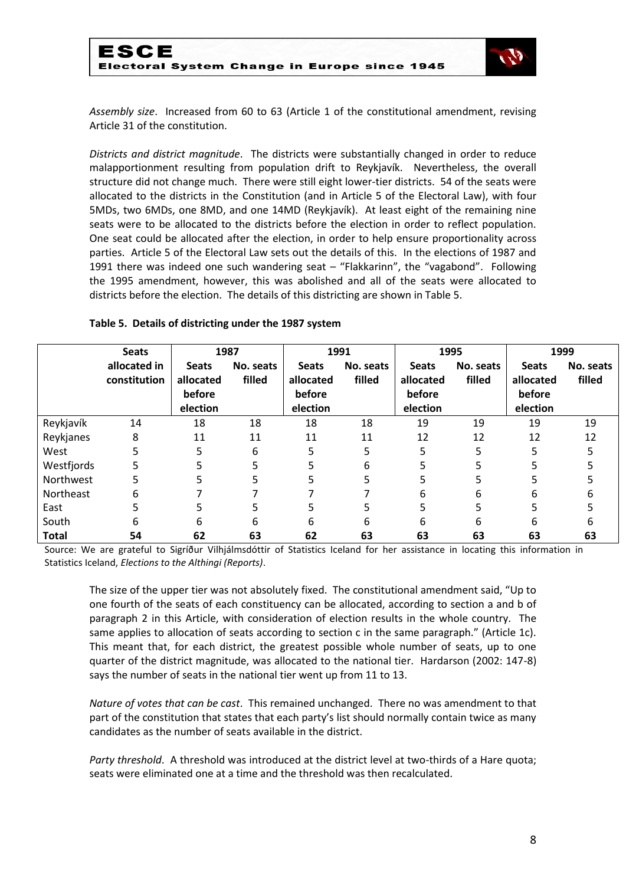*Assembly size*. Increased from 60 to 63 (Article 1 of the constitutional amendment, revising Article 31 of the constitution.

*Districts and district magnitude*. The districts were substantially changed in order to reduce malapportionment resulting from population drift to Reykjavík. Nevertheless, the overall structure did not change much. There were still eight lower-tier districts. 54 of the seats were allocated to the districts in the Constitution (and in Article 5 of the Electoral Law), with four 5MDs, two 6MDs, one 8MD, and one 14MD (Reykjavík). At least eight of the remaining nine seats were to be allocated to the districts before the election in order to reflect population. One seat could be allocated after the election, in order to help ensure proportionality across parties. Article 5 of the Electoral Law sets out the details of this. In the elections of 1987 and 1991 there was indeed one such wandering seat – "Flakkarinn", the "vagabond". Following the 1995 amendment, however, this was abolished and all of the seats were allocated to districts before the election. The details of this districting are shown in Table 5.

**Table 5. Details of districting under the 1987 system**

| | Seats allocated in constitution | 1987 | | 1991 | | 1995 | | 1999 | |
|---|---|---|---|---|---|---|---|---|---|
| | | Seats allocated before election | No. seats filled | Seats allocated before election | No. seats filled | Seats allocated before election | No. seats filled | Seats allocated before election | No. seats filled |
| Reykjavík | 14 | 18 | 18 | 18 | 18 | 19 | 19 | 19 | 19 |
| Reykjanes | 8 | 11 | 11 | 11 | 11 | 12 | 12 | 12 | 12 |
| West | 5 | 5 | 6 | 5 | 5 | 5 | 5 | 5 | 5 |
| Westfjords | 5 | 5 | 5 | 5 | 6 | 5 | 5 | 5 | 5 |
| Northwest | 5 | 5 | 5 | 5 | 5 | 5 | 5 | 5 | 5 |
| Northeast | 6 | 7 | 7 | 7 | 7 | 6 | 6 | 6 | 6 |
| East | 5 | 5 | 5 | 5 | 5 | 5 | 5 | 5 | 5 |
| South | 6 | 6 | 6 | 6 | 6 | 6 | 6 | 6 | 6 |
| **Total** | **54** | **62** | **63** | **62** | **63** | **63** | **63** | **63** | **63** |

Source: We are grateful to Sigríður Vilhjálmsdóttir of Statistics Iceland for her assistance in locating this information in Statistics Iceland, *Elections to the Althingi (Reports)*.

The size of the upper tier was not absolutely fixed. The constitutional amendment said, "Up to one fourth of the seats of each constituency can be allocated, according to section a and b of paragraph 2 in this Article, with consideration of election results in the whole country. The same applies to allocation of seats according to section c in the same paragraph." (Article 1c). This meant that, for each district, the greatest possible whole number of seats, up to one quarter of the district magnitude, was allocated to the national tier. Hardarson (2002: 147-8) says the number of seats in the national tier went up from 11 to 13.

*Nature of votes that can be cast*. This remained unchanged. There no was amendment to that part of the constitution that states that each party's list should normally contain twice as many candidates as the number of seats available in the district.

*Party threshold*. A threshold was introduced at the district level at two-thirds of a Hare quota; seats were eliminated one at a time and the threshold was then recalculated.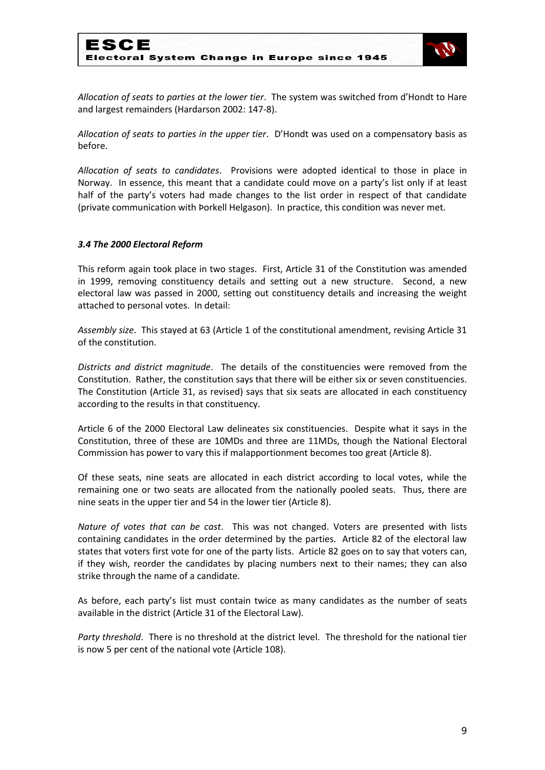*Allocation of seats to parties at the lower tier*. The system was switched from d'Hondt to Hare and largest remainders (Hardarson 2002: 147-8).

*Allocation of seats to parties in the upper tier*. D'Hondt was used on a compensatory basis as before.

*Allocation of seats to candidates*. Provisions were adopted identical to those in place in Norway. In essence, this meant that a candidate could move on a party's list only if at least half of the party's voters had made changes to the list order in respect of that candidate (private communication with Þorkell Helgason). In practice, this condition was never met.

### *3.4 The 2000 Electoral Reform*

This reform again took place in two stages. First, Article 31 of the Constitution was amended in 1999, removing constituency details and setting out a new structure. Second, a new electoral law was passed in 2000, setting out constituency details and increasing the weight attached to personal votes. In detail:

*Assembly size*. This stayed at 63 (Article 1 of the constitutional amendment, revising Article 31 of the constitution.

*Districts and district magnitude*. The details of the constituencies were removed from the Constitution. Rather, the constitution says that there will be either six or seven constituencies. The Constitution (Article 31, as revised) says that six seats are allocated in each constituency according to the results in that constituency.

Article 6 of the 2000 Electoral Law delineates six constituencies. Despite what it says in the Constitution, three of these are 10MDs and three are 11MDs, though the National Electoral Commission has power to vary this if malapportionment becomes too great (Article 8).

Of these seats, nine seats are allocated in each district according to local votes, while the remaining one or two seats are allocated from the nationally pooled seats. Thus, there are nine seats in the upper tier and 54 in the lower tier (Article 8).

*Nature of votes that can be cast*. This was not changed. Voters are presented with lists containing candidates in the order determined by the parties. Article 82 of the electoral law states that voters first vote for one of the party lists. Article 82 goes on to say that voters can, if they wish, reorder the candidates by placing numbers next to their names; they can also strike through the name of a candidate.

As before, each party's list must contain twice as many candidates as the number of seats available in the district (Article 31 of the Electoral Law).

*Party threshold*. There is no threshold at the district level. The threshold for the national tier is now 5 per cent of the national vote (Article 108).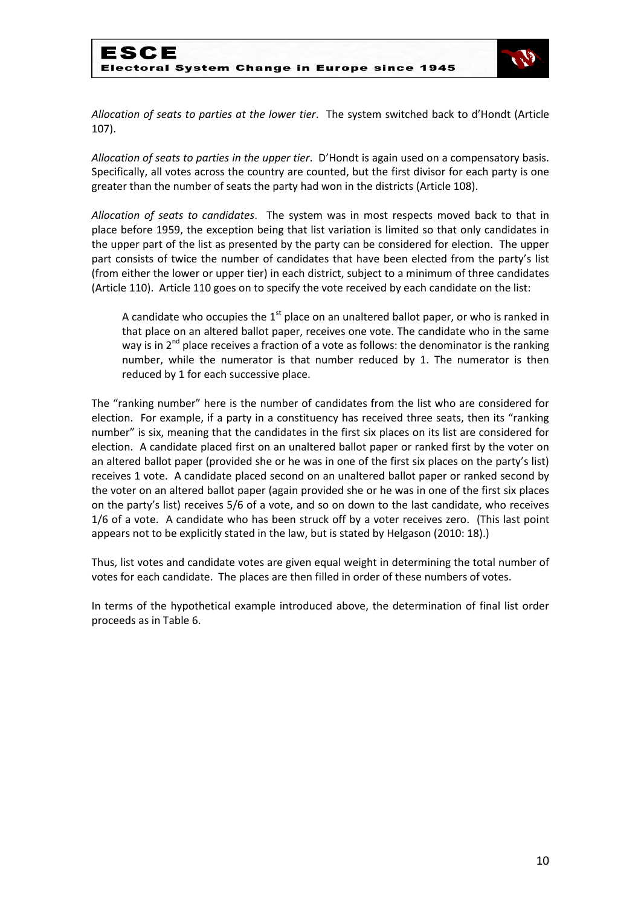*Allocation of seats to parties at the lower tier*. The system switched back to d'Hondt (Article 107).

*Allocation of seats to parties in the upper tier*. D'Hondt is again used on a compensatory basis. Specifically, all votes across the country are counted, but the first divisor for each party is one greater than the number of seats the party had won in the districts (Article 108).

*Allocation of seats to candidates*. The system was in most respects moved back to that in place before 1959, the exception being that list variation is limited so that only candidates in the upper part of the list as presented by the party can be considered for election. The upper part consists of twice the number of candidates that have been elected from the party's list (from either the lower or upper tier) in each district, subject to a minimum of three candidates (Article 110). Article 110 goes on to specify the vote received by each candidate on the list:

> A candidate who occupies the 1st place on an unaltered ballot paper, or who is ranked in that place on an altered ballot paper, receives one vote. The candidate who in the same way is in 2nd place receives a fraction of a vote as follows: the denominator is the ranking number, while the numerator is that number reduced by 1. The numerator is then reduced by 1 for each successive place.

The "ranking number" here is the number of candidates from the list who are considered for election. For example, if a party in a constituency has received three seats, then its "ranking number" is six, meaning that the candidates in the first six places on its list are considered for election. A candidate placed first on an unaltered ballot paper or ranked first by the voter on an altered ballot paper (provided she or he was in one of the first six places on the party's list) receives 1 vote. A candidate placed second on an unaltered ballot paper or ranked second by the voter on an altered ballot paper (again provided she or he was in one of the first six places on the party's list) receives 5/6 of a vote, and so on down to the last candidate, who receives 1/6 of a vote. A candidate who has been struck off by a voter receives zero. (This last point appears not to be explicitly stated in the law, but is stated by Helgason (2010: 18).)

Thus, list votes and candidate votes are given equal weight in determining the total number of votes for each candidate. The places are then filled in order of these numbers of votes.

In terms of the hypothetical example introduced above, the determination of final list order proceeds as in Table 6.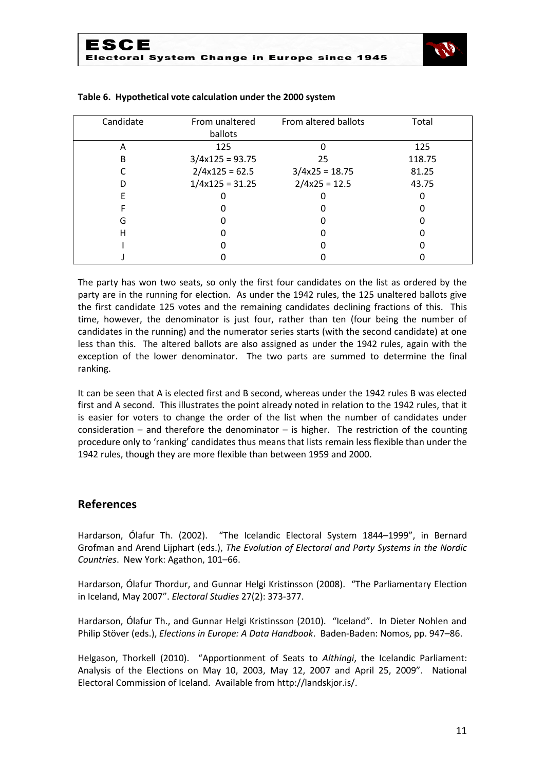**Table 6. Hypothetical vote calculation under the 2000 system**

| Candidate | From unaltered ballots | From altered ballots | Total |
|---|---|---|---|
| A | 125 | 0 | 125 |
| B | 3/4x125 = 93.75 | 25 | 118.75 |
| C | 2/4x125 = 62.5 | 3/4x25 = 18.75 | 81.25 |
| D | 1/4x125 = 31.25 | 2/4x25 = 12.5 | 43.75 |
| E | 0 | 0 | 0 |
| F | 0 | 0 | 0 |
| G | 0 | 0 | 0 |
| H | 0 | 0 | 0 |
| I | 0 | 0 | 0 |
| J | 0 | 0 | 0 |

The party has won two seats, so only the first four candidates on the list as ordered by the party are in the running for election. As under the 1942 rules, the 125 unaltered ballots give the first candidate 125 votes and the remaining candidates declining fractions of this. This time, however, the denominator is just four, rather than ten (four being the number of candidates in the running) and the numerator series starts (with the second candidate) at one less than this. The altered ballots are also assigned as under the 1942 rules, again with the exception of the lower denominator. The two parts are summed to determine the final ranking.

It can be seen that A is elected first and B second, whereas under the 1942 rules B was elected first and A second. This illustrates the point already noted in relation to the 1942 rules, that it is easier for voters to change the order of the list when the number of candidates under consideration – and therefore the denominator – is higher. The restriction of the counting procedure only to 'ranking' candidates thus means that lists remain less flexible than under the 1942 rules, though they are more flexible than between 1959 and 2000.

## References

Hardarson, Ólafur Th. (2002). "The Icelandic Electoral System 1844–1999", in Bernard Grofman and Arend Lijphart (eds.), *The Evolution of Electoral and Party Systems in the Nordic Countries*. New York: Agathon, 101–66.

Hardarson, Ólafur Thordur, and Gunnar Helgi Kristinsson (2008). "The Parliamentary Election in Iceland, May 2007". *Electoral Studies* 27(2): 373-377.

Hardarson, Ólafur Th., and Gunnar Helgi Kristinsson (2010). "Iceland". In Dieter Nohlen and Philip Stöver (eds.), *Elections in Europe: A Data Handbook*. Baden-Baden: Nomos, pp. 947–86.

Helgason, Thorkell (2010). "Apportionment of Seats to *Althingi*, the Icelandic Parliament: Analysis of the Elections on May 10, 2003, May 12, 2007 and April 25, 2009". National Electoral Commission of Iceland. Available from http://landskjor.is/.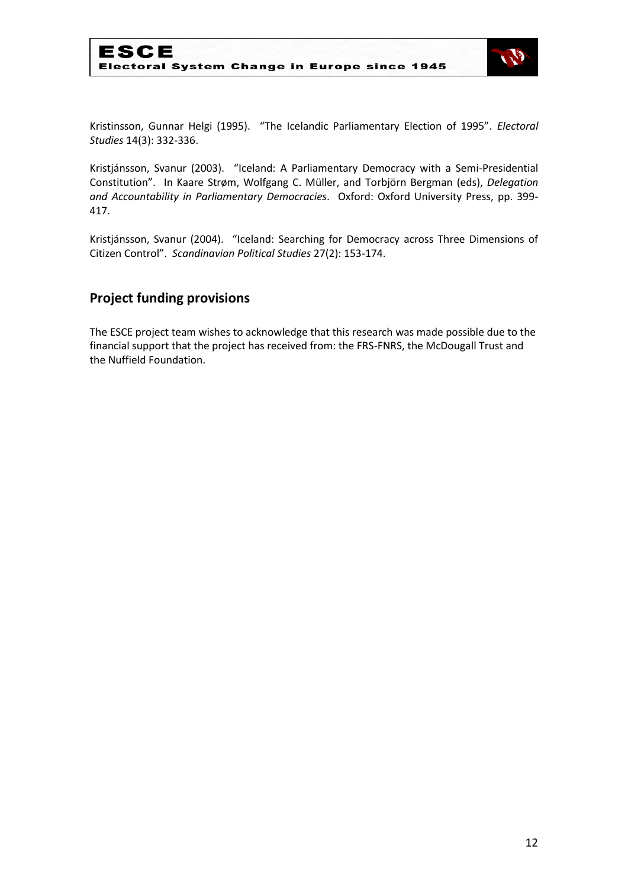Kristinsson, Gunnar Helgi (1995). "The Icelandic Parliamentary Election of 1995". *Electoral Studies* 14(3): 332-336.

Kristjánsson, Svanur (2003). "Iceland: A Parliamentary Democracy with a Semi-Presidential Constitution". In Kaare Strøm, Wolfgang C. Müller, and Torbjörn Bergman (eds), *Delegation and Accountability in Parliamentary Democracies*. Oxford: Oxford University Press, pp. 399-417.

Kristjánsson, Svanur (2004). "Iceland: Searching for Democracy across Three Dimensions of Citizen Control". *Scandinavian Political Studies* 27(2): 153-174.

## Project funding provisions

The ESCE project team wishes to acknowledge that this research was made possible due to the financial support that the project has received from: the FRS-FNRS, the McDougall Trust and the Nuffield Foundation.